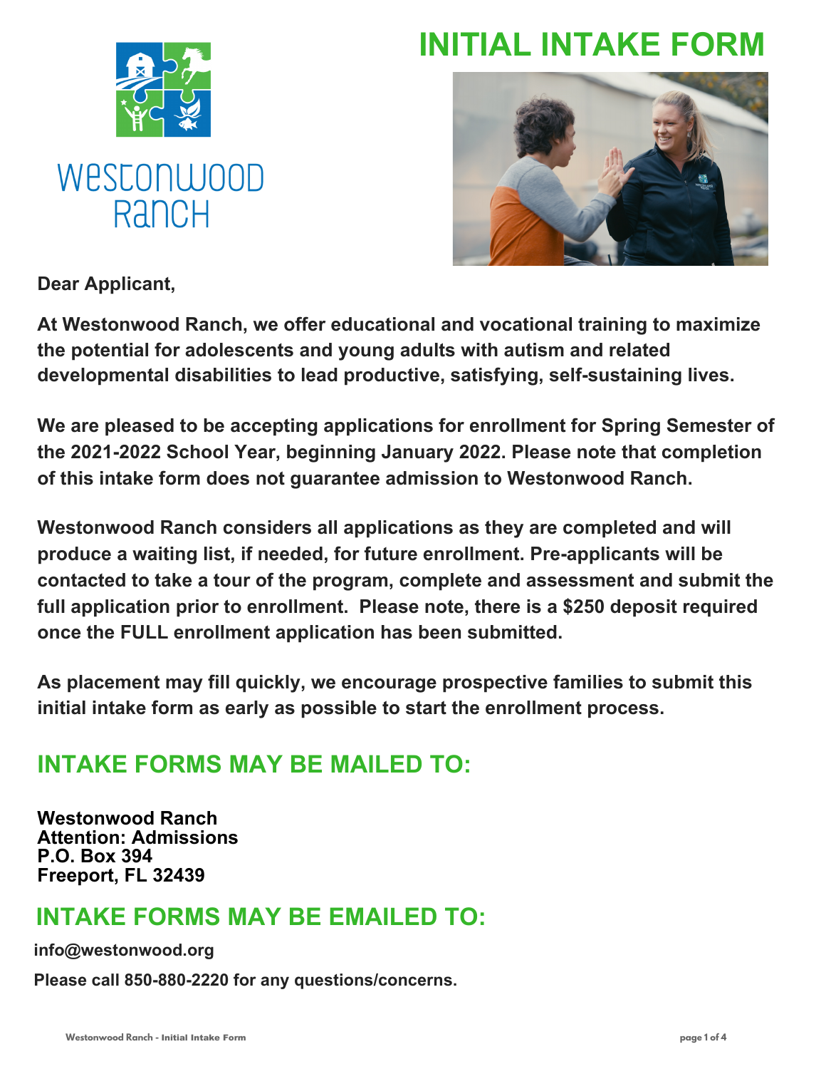Westonwood Ranch

# INITIAL INTAKE FORM

**Dear Applicant,**

**At Westonwood Ranch, we offer educational and vocational training to maximize the potential for adolescents and young adults with autism and related developmental disabilities to lead productive, satisfying, self-sustaining lives.**

**We are pleased to be accepting applications for enrollment for Spring Semester of the 2021-2022 School Year, beginning January 2022. Please note that completion of this intake form does not guarantee admission to Westonwood Ranch.**

**Westonwood Ranch considers all applications as they are completed and will produce a waiting list, if needed, for future enrollment. Pre-applicants will be contacted to take a tour of the program, complete and assessment and submit the full application prior to enrollment. Please note, there is a $250 deposit required once the FULL enrollment application has been submitted.**

**As placement may fill quickly, we encourage prospective families to submit this initial intake form as early as possible to start the enrollment process.**

## INTAKE FORMS MAY BE MAILED TO:

**Westonwood Ranch**
**Attention: Admissions**
**P.O. Box 394**
**Freeport, FL 32439**

## INTAKE FORMS MAY BE EMAILED TO:

**info@westonwood.org**

**Please call 850-880-2220 for any questions/concerns.**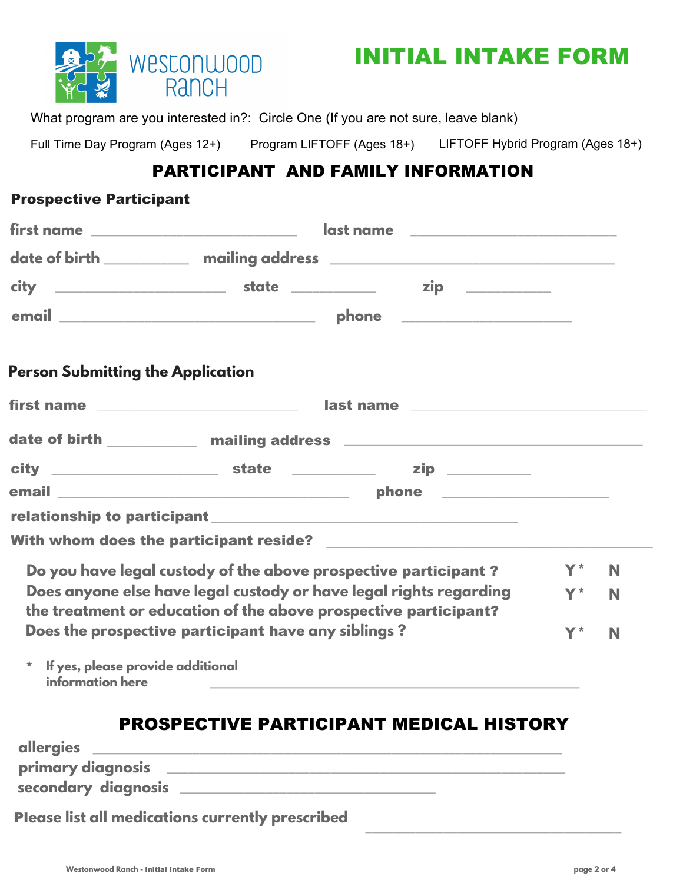Westonwood Ranch

# INITIAL INTAKE FORM

What program are you interested in?: Circle One (If you are not sure, leave blank)

Full Time Day Program (Ages 12+)    Program LIFTOFF (Ages 18+)    LIFTOFF Hybrid Program (Ages 18+)

## PARTICIPANT AND FAMILY INFORMATION

### Prospective Participant

first name ____________________ last name ____________________

date of birth __________ mailing address ______________________________

city ________________ state __________ zip __________

email ________________________ phone ________________

### Person Submitting the Application

first name ____________________ last name ____________________

date of birth __________ mailing address ______________________________

city ________________ state __________ zip __________

email ________________________ phone ________________

relationship to participant ______________________________

With whom does the participant reside? ______________________________

| | | |
|---|---|---|
| Do you have legal custody of the above prospective participant ? | Y * | N |
| Does anyone else have legal custody or have legal rights regarding the treatment or education of the above prospective participant? | Y * | N |
| Does the prospective participant have any siblings ? | Y * | N |

\* If yes, please provide additional information here ______________________________

## PROSPECTIVE PARTICIPANT MEDICAL HISTORY

allergies ______________________________

primary diagnosis ______________________________

secondary diagnosis ______________________

Please list all medications currently prescribed ______________________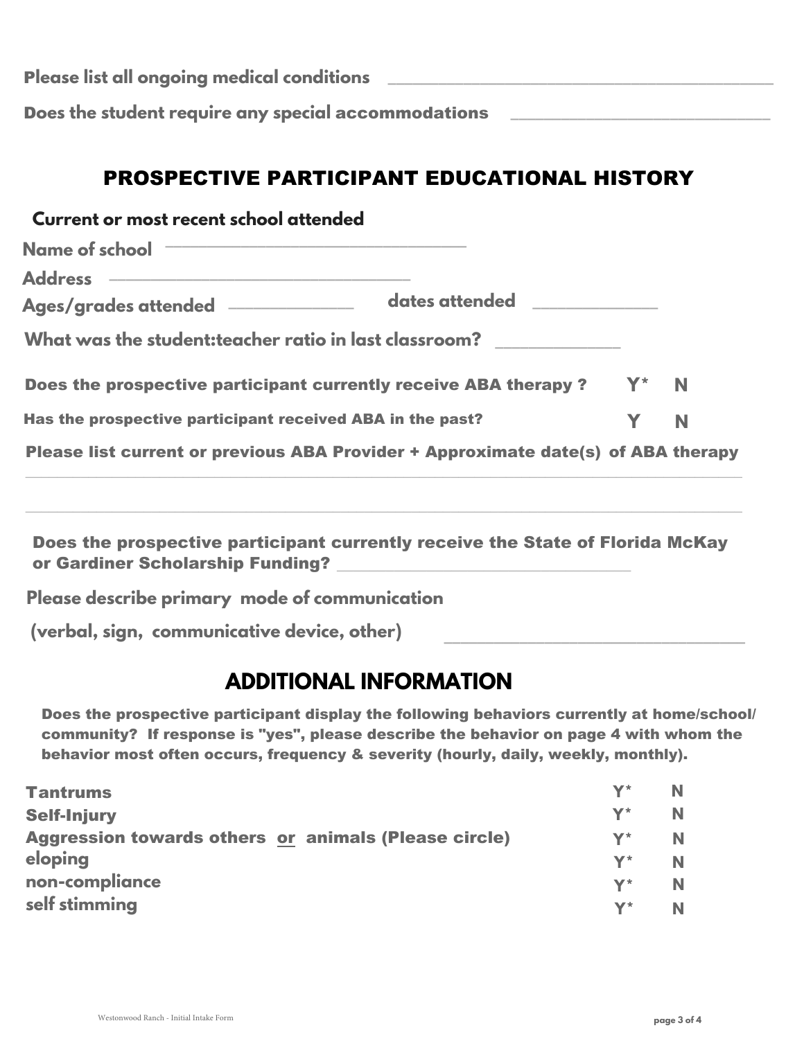**Please list all ongoing medical conditions** ______________________________

**Does the student require any special accommodations** ______________________________

## PROSPECTIVE PARTICIPANT EDUCATIONAL HISTORY

**Current or most recent school attended**

**Name of school** ______________________________

**Address** ______________________________

**Ages/grades attended** ______________ **dates attended** ______________

**What was the student:teacher ratio in last classroom?** ______________

**Does the prospective participant currently receive ABA therapy ?** Y* N

**Has the prospective participant received ABA in the past?** Y N

**Please list current or previous ABA Provider + Approximate date(s) of ABA therapy**

______________________________________________________________________

______________________________________________________________________

**Does the prospective participant currently receive the State of Florida McKay or Gardiner Scholarship Funding?** ______________________________

**Please describe primary mode of communication**

**(verbal, sign, communicative device, other)** ______________________________

## ADDITIONAL INFORMATION

**Does the prospective participant display the following behaviors currently at home/school/ community? If response is "yes", please describe the behavior on page 4 with whom the behavior most often occurs, frequency & severity (hourly, daily, weekly, monthly).**

| | | |
|---|---|---|
| **Tantrums** | Y* | N |
| **Self-Injury** | Y* | N |
| **Aggression towards others or animals (Please circle)** | Y* | N |
| **eloping** | Y* | N |
| **non-compliance** | Y* | N |
| **self stimming** | Y* | N |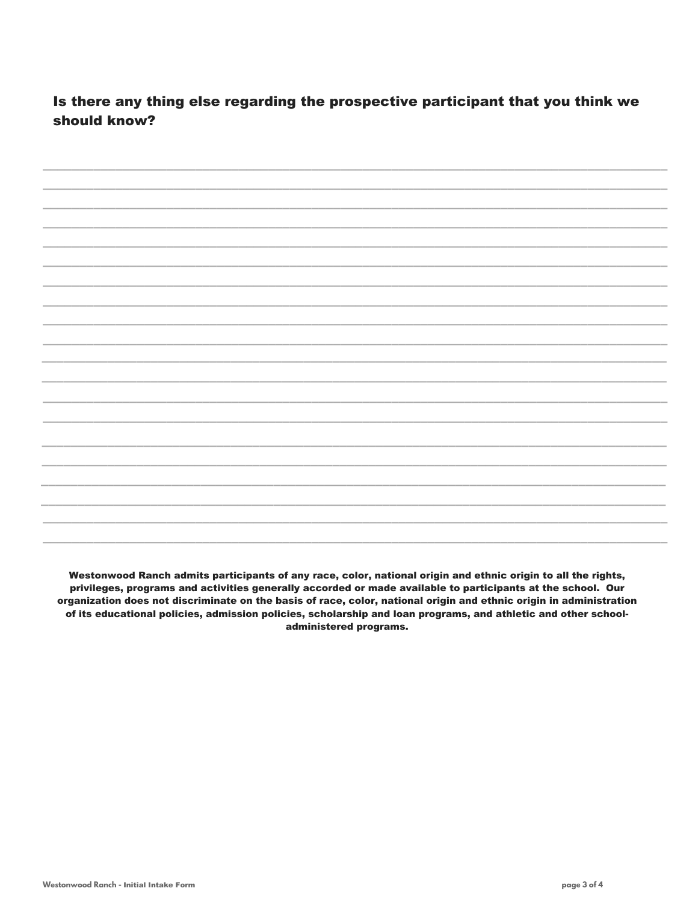## Is there any thing else regarding the prospective participant that you think we should know?

______________________________________________________________________________________

______________________________________________________________________________________

______________________________________________________________________________________

______________________________________________________________________________________

______________________________________________________________________________________

______________________________________________________________________________________

______________________________________________________________________________________

______________________________________________________________________________________

______________________________________________________________________________________

______________________________________________________________________________________

______________________________________________________________________________________

______________________________________________________________________________________

______________________________________________________________________________________

______________________________________________________________________________________

______________________________________________________________________________________

______________________________________________________________________________________

______________________________________________________________________________________

______________________________________________________________________________________

______________________________________________________________________________________

______________________________________________________________________________________

**Westonwood Ranch admits participants of any race, color, national origin and ethnic origin to all the rights, privileges, programs and activities generally accorded or made available to participants at the school. Our organization does not discriminate on the basis of race, color, national origin and ethnic origin in administration of its educational policies, admission policies, scholarship and loan programs, and athletic and other school-administered programs.**